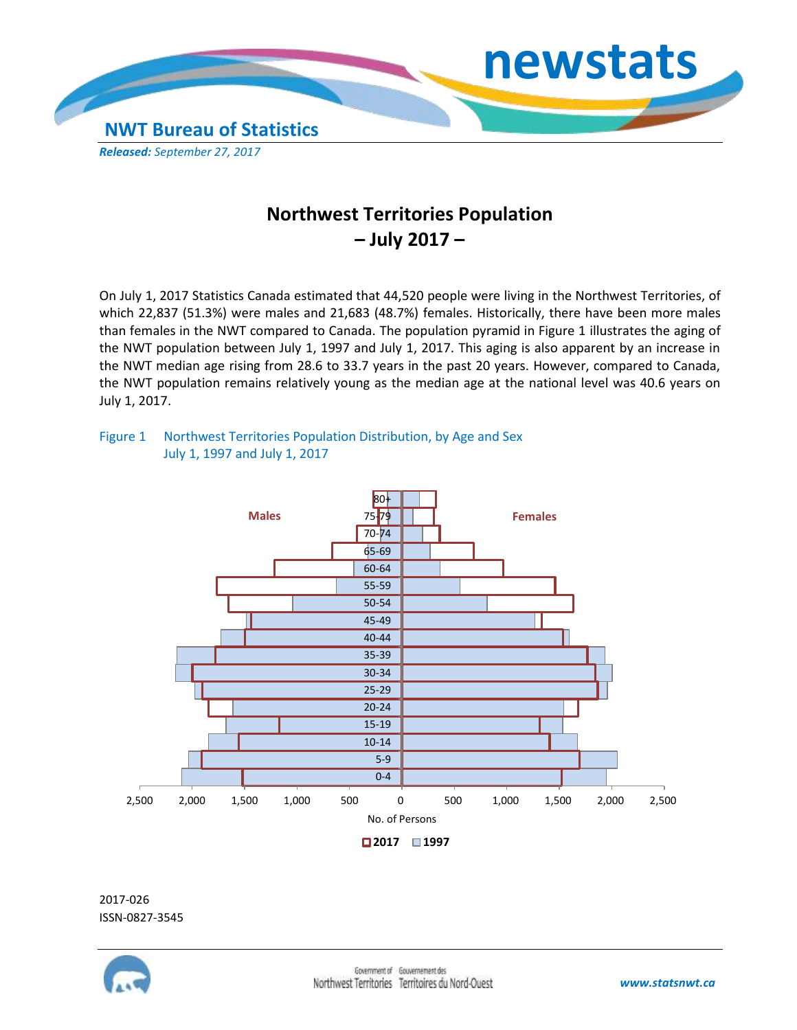NWT Bureau of Statistics

***Released:*** *September 27, 2017*

# Northwest Territories Population – July 2017 –

On July 1, 2017 Statistics Canada estimated that 44,520 people were living in the Northwest Territories, of which 22,837 (51.3%) were males and 21,683 (48.7%) females. Historically, there have been more males than females in the NWT compared to Canada. The population pyramid in Figure 1 illustrates the aging of the NWT population between July 1, 1997 and July 1, 2017. This aging is also apparent by an increase in the NWT median age rising from 28.6 to 33.7 years in the past 20 years. However, compared to Canada, the NWT population remains relatively young as the median age at the national level was 40.6 years on July 1, 2017.

Figure 1 Northwest Territories Population Distribution, by Age and Sex July 1, 1997 and July 1, 2017

2017-026
ISSN-0827-3545

www.statsnwt.ca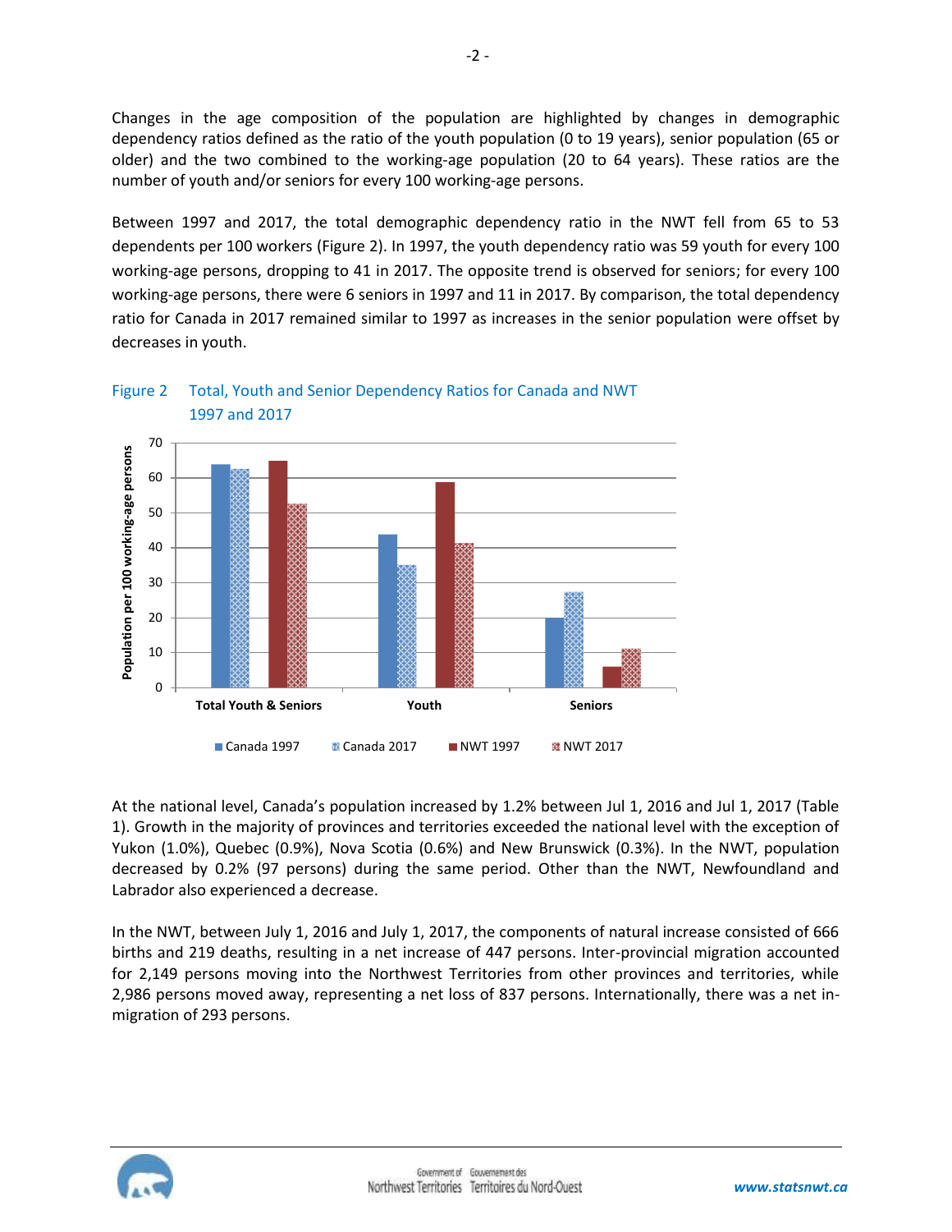Changes in the age composition of the population are highlighted by changes in demographic dependency ratios defined as the ratio of the youth population (0 to 19 years), senior population (65 or older) and the two combined to the working-age population (20 to 64 years). These ratios are the number of youth and/or seniors for every 100 working-age persons.

Between 1997 and 2017, the total demographic dependency ratio in the NWT fell from 65 to 53 dependents per 100 workers (Figure 2). In 1997, the youth dependency ratio was 59 youth for every 100 working-age persons, dropping to 41 in 2017. The opposite trend is observed for seniors; for every 100 working-age persons, there were 6 seniors in 1997 and 11 in 2017. By comparison, the total dependency ratio for Canada in 2017 remained similar to 1997 as increases in the senior population were offset by decreases in youth.

Figure 2 Total, Youth and Senior Dependency Ratios for Canada and NWT 1997 and 2017

At the national level, Canada's population increased by 1.2% between Jul 1, 2016 and Jul 1, 2017 (Table 1). Growth in the majority of provinces and territories exceeded the national level with the exception of Yukon (1.0%), Quebec (0.9%), Nova Scotia (0.6%) and New Brunswick (0.3%). In the NWT, population decreased by 0.2% (97 persons) during the same period. Other than the NWT, Newfoundland and Labrador also experienced a decrease.

In the NWT, between July 1, 2016 and July 1, 2017, the components of natural increase consisted of 666 births and 219 deaths, resulting in a net increase of 447 persons. Inter-provincial migration accounted for 2,149 persons moving into the Northwest Territories from other provinces and territories, while 2,986 persons moved away, representing a net loss of 837 persons. Internationally, there was a net in-migration of 293 persons.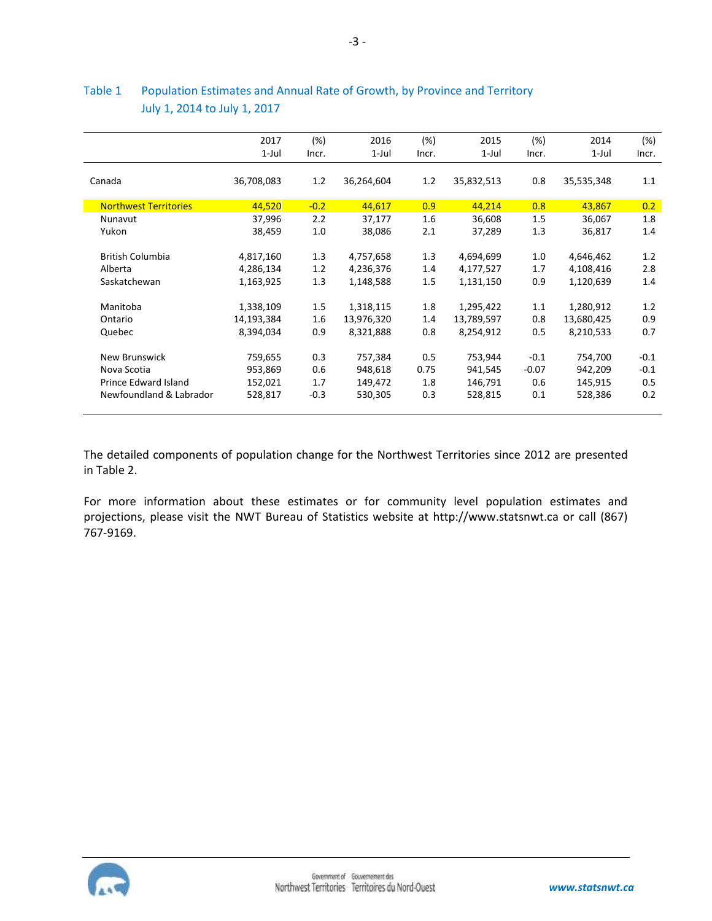Table 1 Population Estimates and Annual Rate of Growth, by Province and Territory
July 1, 2014 to July 1, 2017

| | 2017 1-Jul | (%) Incr. | 2016 1-Jul | (%) Incr. | 2015 1-Jul | (%) Incr. | 2014 1-Jul | (%) Incr. |
|---|---|---|---|---|---|---|---|---|
| Canada | 36,708,083 | 1.2 | 36,264,604 | 1.2 | 35,832,513 | 0.8 | 35,535,348 | 1.1 |
| Northwest Territories | 44,520 | -0.2 | 44,617 | 0.9 | 44,214 | 0.8 | 43,867 | 0.2 |
| Nunavut | 37,996 | 2.2 | 37,177 | 1.6 | 36,608 | 1.5 | 36,067 | 1.8 |
| Yukon | 38,459 | 1.0 | 38,086 | 2.1 | 37,289 | 1.3 | 36,817 | 1.4 |
| British Columbia | 4,817,160 | 1.3 | 4,757,658 | 1.3 | 4,694,699 | 1.0 | 4,646,462 | 1.2 |
| Alberta | 4,286,134 | 1.2 | 4,236,376 | 1.4 | 4,177,527 | 1.7 | 4,108,416 | 2.8 |
| Saskatchewan | 1,163,925 | 1.3 | 1,148,588 | 1.5 | 1,131,150 | 0.9 | 1,120,639 | 1.4 |
| Manitoba | 1,338,109 | 1.5 | 1,318,115 | 1.8 | 1,295,422 | 1.1 | 1,280,912 | 1.2 |
| Ontario | 14,193,384 | 1.6 | 13,976,320 | 1.4 | 13,789,597 | 0.8 | 13,680,425 | 0.9 |
| Quebec | 8,394,034 | 0.9 | 8,321,888 | 0.8 | 8,254,912 | 0.5 | 8,210,533 | 0.7 |
| New Brunswick | 759,655 | 0.3 | 757,384 | 0.5 | 753,944 | -0.1 | 754,700 | -0.1 |
| Nova Scotia | 953,869 | 0.6 | 948,618 | 0.75 | 941,545 | -0.07 | 942,209 | -0.1 |
| Prince Edward Island | 152,021 | 1.7 | 149,472 | 1.8 | 146,791 | 0.6 | 145,915 | 0.5 |
| Newfoundland & Labrador | 528,817 | -0.3 | 530,305 | 0.3 | 528,815 | 0.1 | 528,386 | 0.2 |

The detailed components of population change for the Northwest Territories since 2012 are presented in Table 2.

For more information about these estimates or for community level population estimates and projections, please visit the NWT Bureau of Statistics website at http://www.statsnwt.ca or call (867) 767-9169.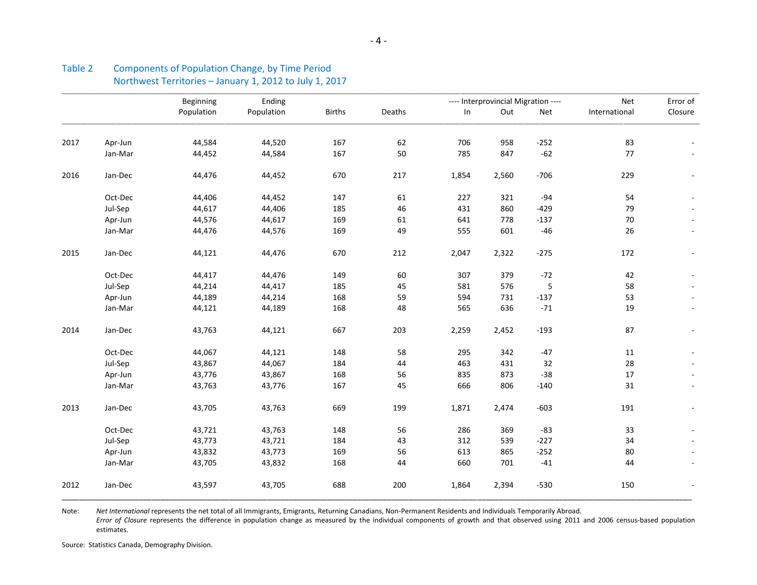## Table 2 Components of Population Change, by Time Period
### Northwest Territories – January 1, 2012 to July 1, 2017

| | | Beginning Population | Ending Population | Births | Deaths | ---- Interprovincial Migration ---- In | Out | Net | Net International | Error of Closure |
|---|---|---|---|---|---|---|---|---|---|---|
| 2017 | Apr-Jun | 44,584 | 44,520 | 167 | 62 | 706 | 958 | -252 | 83 | - |
| | Jan-Mar | 44,452 | 44,584 | 167 | 50 | 785 | 847 | -62 | 77 | - |
| 2016 | Jan-Dec | 44,476 | 44,452 | 670 | 217 | 1,854 | 2,560 | -706 | 229 | - |
| | Oct-Dec | 44,406 | 44,452 | 147 | 61 | 227 | 321 | -94 | 54 | - |
| | Jul-Sep | 44,617 | 44,406 | 185 | 46 | 431 | 860 | -429 | 79 | - |
| | Apr-Jun | 44,576 | 44,617 | 169 | 61 | 641 | 778 | -137 | 70 | - |
| | Jan-Mar | 44,476 | 44,576 | 169 | 49 | 555 | 601 | -46 | 26 | - |
| 2015 | Jan-Dec | 44,121 | 44,476 | 670 | 212 | 2,047 | 2,322 | -275 | 172 | - |
| | Oct-Dec | 44,417 | 44,476 | 149 | 60 | 307 | 379 | -72 | 42 | - |
| | Jul-Sep | 44,214 | 44,417 | 185 | 45 | 581 | 576 | 5 | 58 | - |
| | Apr-Jun | 44,189 | 44,214 | 168 | 59 | 594 | 731 | -137 | 53 | - |
| | Jan-Mar | 44,121 | 44,189 | 168 | 48 | 565 | 636 | -71 | 19 | - |
| 2014 | Jan-Dec | 43,763 | 44,121 | 667 | 203 | 2,259 | 2,452 | -193 | 87 | - |
| | Oct-Dec | 44,067 | 44,121 | 148 | 58 | 295 | 342 | -47 | 11 | - |
| | Jul-Sep | 43,867 | 44,067 | 184 | 44 | 463 | 431 | 32 | 28 | - |
| | Apr-Jun | 43,776 | 43,867 | 168 | 56 | 835 | 873 | -38 | 17 | - |
| | Jan-Mar | 43,763 | 43,776 | 167 | 45 | 666 | 806 | -140 | 31 | - |
| 2013 | Jan-Dec | 43,705 | 43,763 | 669 | 199 | 1,871 | 2,474 | -603 | 191 | - |
| | Oct-Dec | 43,721 | 43,763 | 148 | 56 | 286 | 369 | -83 | 33 | - |
| | Jul-Sep | 43,773 | 43,721 | 184 | 43 | 312 | 539 | -227 | 34 | - |
| | Apr-Jun | 43,832 | 43,773 | 169 | 56 | 613 | 865 | -252 | 80 | - |
| | Jan-Mar | 43,705 | 43,832 | 168 | 44 | 660 | 701 | -41 | 44 | - |
| 2012 | Jan-Dec | 43,597 | 43,705 | 688 | 200 | 1,864 | 2,394 | -530 | 150 | - |

Note: *Net International* represents the net total of all Immigrants, Emigrants, Returning Canadians, Non-Permanent Residents and Individuals Temporarily Abroad.
*Error of Closure* represents the difference in population change as measured by the individual components of growth and that observed using 2011 and 2006 census-based population estimates.

Source: Statistics Canada, Demography Division.